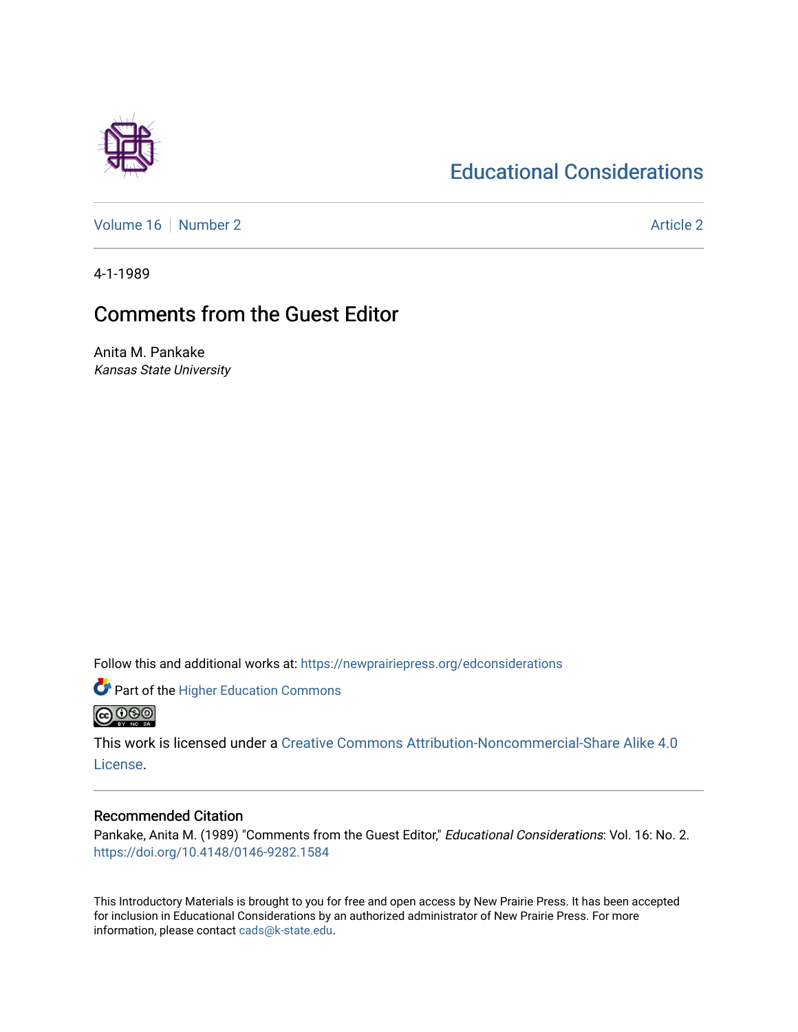# Educational Considerations

Volume 16 | Number 2 Article 2

4-1-1989

## Comments from the Guest Editor

Anita M. Pankake
*Kansas State University*

Follow this and additional works at: https://newprairiepress.org/edconsiderations

Part of the Higher Education Commons

This work is licensed under a Creative Commons Attribution-Noncommercial-Share Alike 4.0 License.

### Recommended Citation

Pankake, Anita M. (1989) "Comments from the Guest Editor," *Educational Considerations*: Vol. 16: No. 2. https://doi.org/10.4148/0146-9282.1584

This Introductory Materials is brought to you for free and open access by New Prairie Press. It has been accepted for inclusion in Educational Considerations by an authorized administrator of New Prairie Press. For more information, please contact cads@k-state.edu.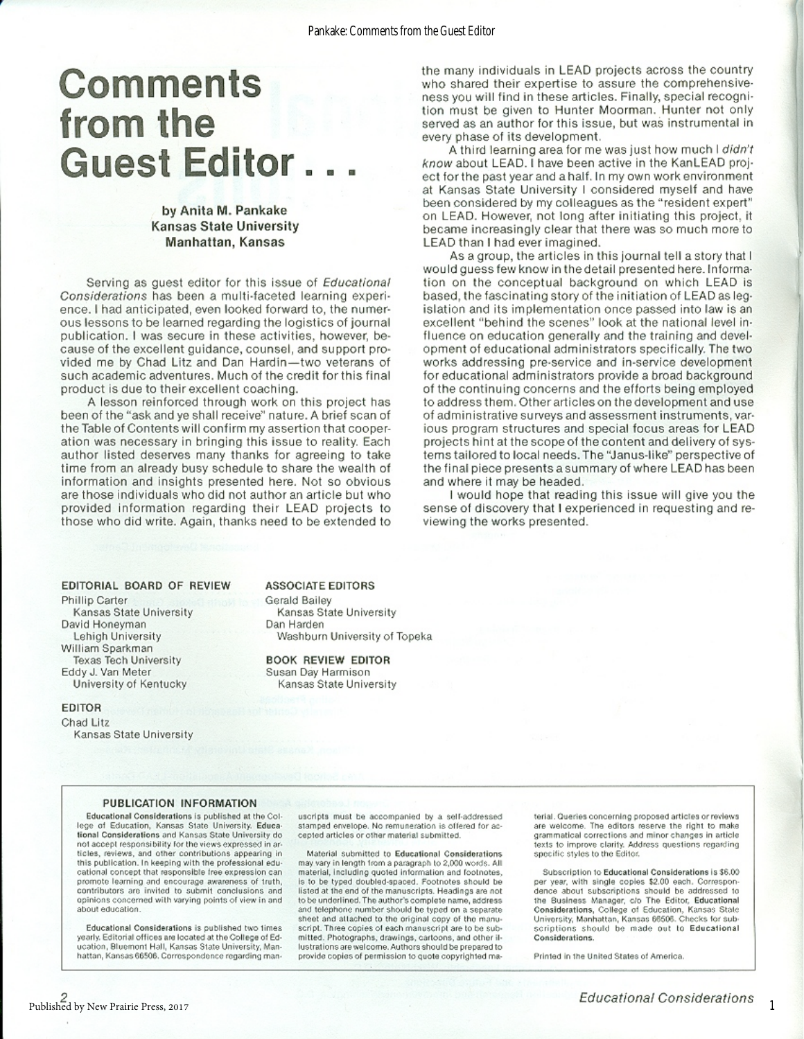# Comments from the Guest Editor . . .

**by Anita M. Pankake**
**Kansas State University**
**Manhattan, Kansas**

Serving as guest editor for this issue of *Educational Considerations* has been a multi-faceted learning experience. I had anticipated, even looked forward to, the numerous lessons to be learned regarding the logistics of journal publication. I was secure in these activities, however, because of the excellent guidance, counsel, and support provided me by Chad Litz and Dan Hardin—two veterans of such academic adventures. Much of the credit for this final product is due to their excellent coaching.

A lesson reinforced through work on this project has been of the "ask and ye shall receive" nature. A brief scan of the Table of Contents will confirm my assertion that cooperation was necessary in bringing this issue to reality. Each author listed deserves many thanks for agreeing to take time from an already busy schedule to share the wealth of information and insights presented here. Not so obvious are those individuals who did not author an article but who provided information regarding their LEAD projects to those who did write. Again, thanks need to be extended to the many individuals in LEAD projects across the country who shared their expertise to assure the comprehensiveness you will find in these articles. Finally, special recognition must be given to Hunter Moorman. Hunter not only served as an author for this issue, but was instrumental in every phase of its development.

A third learning area for me was just how much I *didn't know* about LEAD. I have been active in the KanLEAD project for the past year and a half. In my own work environment at Kansas State University I considered myself and have been considered by my colleagues as the "resident expert" on LEAD. However, not long after initiating this project, it became increasingly clear that there was so much more to LEAD than I had ever imagined.

As a group, the articles in this journal tell a story that I would guess few know in the detail presented here. Information on the conceptual background on which LEAD is based, the fascinating story of the initiation of LEAD as legislation and its implementation once passed into law is an excellent "behind the scenes" look at the national level influence on education generally and the training and development of educational administrators specifically. The two works addressing pre-service and in-service development for educational administrators provide a broad background of the continuing concerns and the efforts being employed to address them. Other articles on the development and use of administrative surveys and assessment instruments, various program structures and special focus areas for LEAD projects hint at the scope of the content and delivery of systems tailored to local needs. The "Janus-like" perspective of the final piece presents a summary of where LEAD has been and where it may be headed.

I would hope that reading this issue will give you the sense of discovery that I experienced in requesting and reviewing the works presented.

**EDITORIAL BOARD OF REVIEW**

Phillip Carter
Kansas State University
David Honeyman
Lehigh University
William Sparkman
Texas Tech University
Eddy J. Van Meter
University of Kentucky

**EDITOR**

Chad Litz
Kansas State University

**ASSOCIATE EDITORS**

Gerald Bailey
Kansas State University
Dan Harden
Washburn University of Topeka

**BOOK REVIEW EDITOR**

Susan Day Harmison
Kansas State University

**PUBLICATION INFORMATION**

**Educational Considerations** is published at the College of Education, Kansas State University. **Educational Considerations** and Kansas State University do not accept responsibility for the views expressed in articles, reviews, and other contributions appearing in this publication. In keeping with the professional educational concept that responsible free expression can promote learning and encourage awareness of truth, contributors are invited to submit conclusions and opinions concerned with varying points of view in and about education.

**Educational Considerations** is published two times yearly. Editorial offices are located at the College of Education, Bluemont Hall, Kansas State University, Manhattan, Kansas 66506. Correspondence regarding manuscripts must be accompanied by a self-addressed stamped envelope. No remuneration is offered for accepted articles or other material submitted.

Material submitted to **Educational Considerations** may vary in length from a paragraph to 2,000 words. All material, including quoted information and footnotes, is to be typed doubled-spaced. Footnotes should be listed at the end of the manuscripts. Headings are not to be underlined. The author's complete name, address and telephone number should be typed on a separate sheet and attached to the original copy of the manuscript. Three copies of each manuscript are to be submitted. Photographs, drawings, cartoons, and other illustrations are welcome. Authors should be prepared to provide copies of permission to quote copyrighted material. Queries concerning proposed articles or reviews are welcome. The editors reserve the right to make grammatical corrections and minor changes in article texts to improve clarity. Address questions regarding specific styles to the Editor.

Subscription to **Educational Considerations** is $6.00 per year, with single copies $2.00 each. Correspondence about subscriptions should be addressed to the Business Manager, c/o The Editor, **Educational Considerations**, College of Education, Kansas State University, Manhattan, Kansas 66506. Checks for subscriptions should be made out to **Educational Considerations**.

Printed in the United States of America.